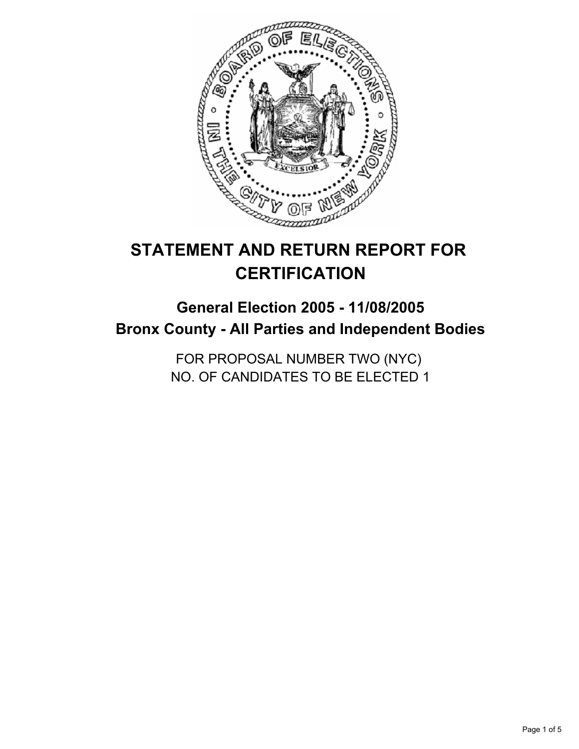# STATEMENT AND RETURN REPORT FOR CERTIFICATION

## General Election 2005 - 11/08/2005

## Bronx County - All Parties and Independent Bodies

FOR PROPOSAL NUMBER TWO (NYC)
NO. OF CANDIDATES TO BE ELECTED 1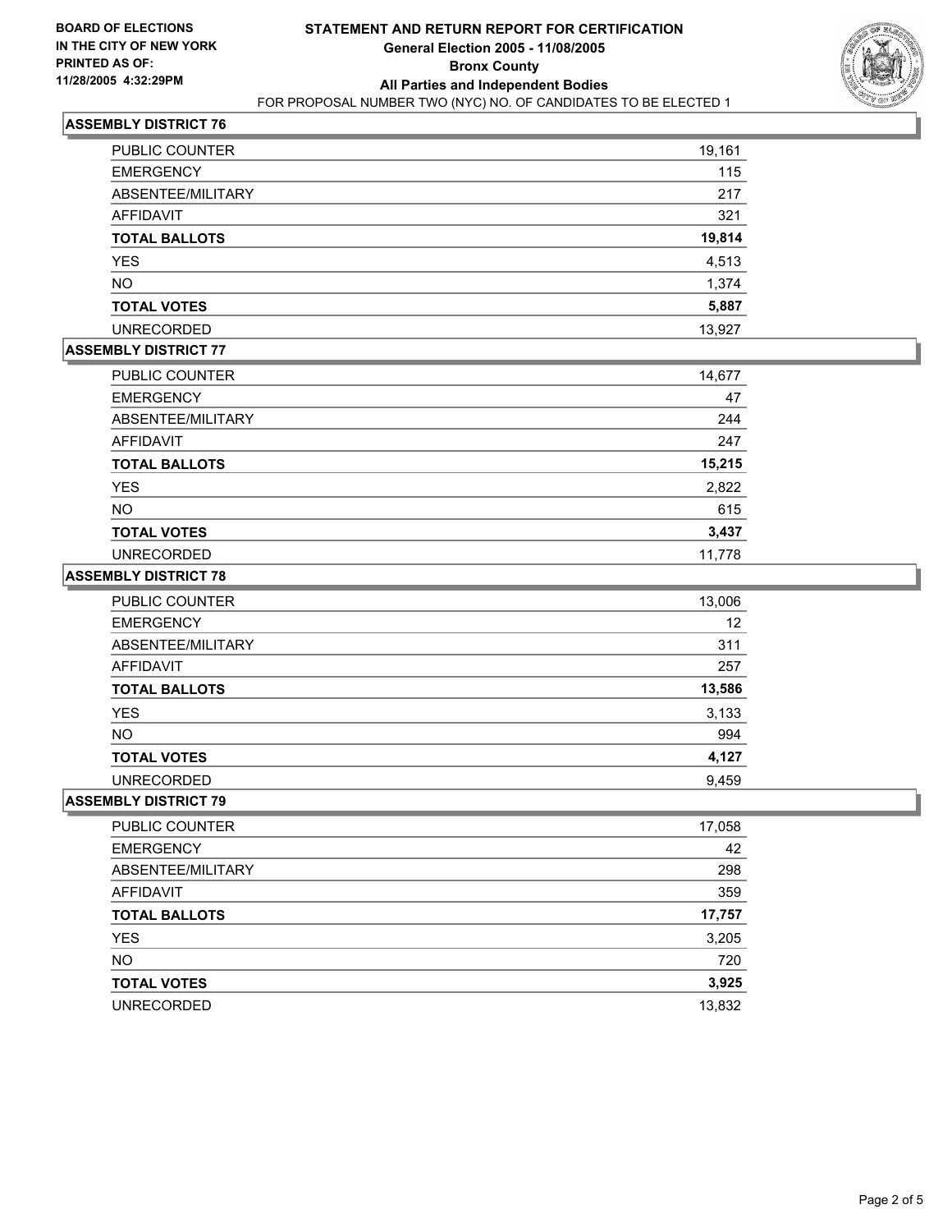**BOARD OF ELECTIONS IN THE CITY OF NEW YORK PRINTED AS OF: 11/28/2005 4:32:29PM**

# STATEMENT AND RETURN REPORT FOR CERTIFICATION
## General Election 2005 - 11/08/2005
## Bronx County
## All Parties and Independent Bodies
FOR PROPOSAL NUMBER TWO (NYC) NO. OF CANDIDATES TO BE ELECTED 1

### ASSEMBLY DISTRICT 76

| | |
|---|---|
| PUBLIC COUNTER | 19,161 |
| EMERGENCY | 115 |
| ABSENTEE/MILITARY | 217 |
| AFFIDAVIT | 321 |
| **TOTAL BALLOTS** | **19,814** |
| YES | 4,513 |
| NO | 1,374 |
| **TOTAL VOTES** | **5,887** |
| UNRECORDED | 13,927 |

### ASSEMBLY DISTRICT 77

| | |
|---|---|
| PUBLIC COUNTER | 14,677 |
| EMERGENCY | 47 |
| ABSENTEE/MILITARY | 244 |
| AFFIDAVIT | 247 |
| **TOTAL BALLOTS** | **15,215** |
| YES | 2,822 |
| NO | 615 |
| **TOTAL VOTES** | **3,437** |
| UNRECORDED | 11,778 |

### ASSEMBLY DISTRICT 78

| | |
|---|---|
| PUBLIC COUNTER | 13,006 |
| EMERGENCY | 12 |
| ABSENTEE/MILITARY | 311 |
| AFFIDAVIT | 257 |
| **TOTAL BALLOTS** | **13,586** |
| YES | 3,133 |
| NO | 994 |
| **TOTAL VOTES** | **4,127** |
| UNRECORDED | 9,459 |

### ASSEMBLY DISTRICT 79

| | |
|---|---|
| PUBLIC COUNTER | 17,058 |
| EMERGENCY | 42 |
| ABSENTEE/MILITARY | 298 |
| AFFIDAVIT | 359 |
| **TOTAL BALLOTS** | **17,757** |
| YES | 3,205 |
| NO | 720 |
| **TOTAL VOTES** | **3,925** |
| UNRECORDED | 13,832 |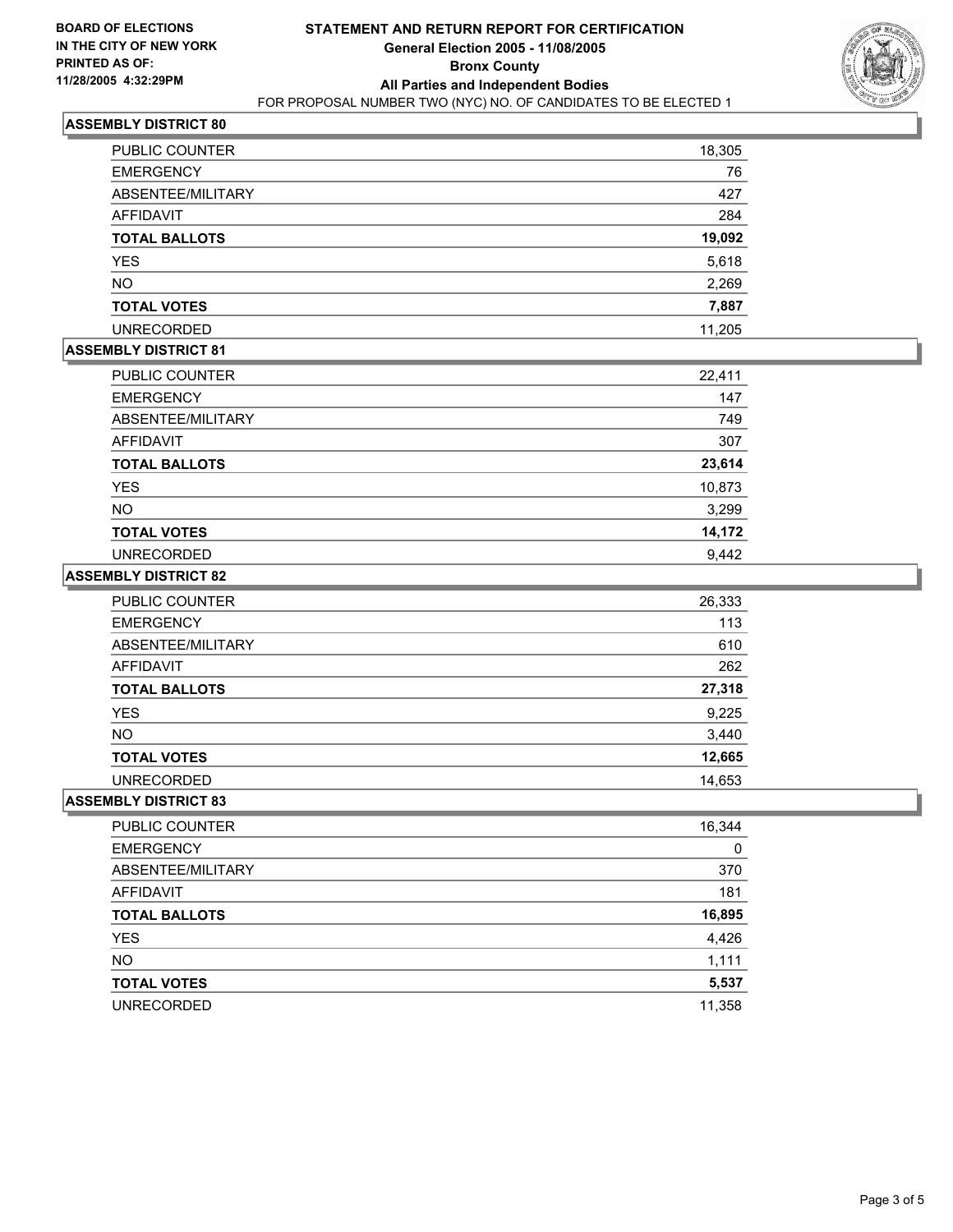**BOARD OF ELECTIONS IN THE CITY OF NEW YORK**
**PRINTED AS OF: 11/28/2005 4:32:29PM**

# STATEMENT AND RETURN REPORT FOR CERTIFICATION

## General Election 2005 - 11/08/2005

## Bronx County

## All Parties and Independent Bodies

FOR PROPOSAL NUMBER TWO (NYC) NO. OF CANDIDATES TO BE ELECTED 1

### ASSEMBLY DISTRICT 80

| | |
|---|---|
| PUBLIC COUNTER | 18,305 |
| EMERGENCY | 76 |
| ABSENTEE/MILITARY | 427 |
| AFFIDAVIT | 284 |
| **TOTAL BALLOTS** | **19,092** |
| YES | 5,618 |
| NO | 2,269 |
| **TOTAL VOTES** | **7,887** |
| UNRECORDED | 11,205 |

### ASSEMBLY DISTRICT 81

| | |
|---|---|
| PUBLIC COUNTER | 22,411 |
| EMERGENCY | 147 |
| ABSENTEE/MILITARY | 749 |
| AFFIDAVIT | 307 |
| **TOTAL BALLOTS** | **23,614** |
| YES | 10,873 |
| NO | 3,299 |
| **TOTAL VOTES** | **14,172** |
| UNRECORDED | 9,442 |

### ASSEMBLY DISTRICT 82

| | |
|---|---|
| PUBLIC COUNTER | 26,333 |
| EMERGENCY | 113 |
| ABSENTEE/MILITARY | 610 |
| AFFIDAVIT | 262 |
| **TOTAL BALLOTS** | **27,318** |
| YES | 9,225 |
| NO | 3,440 |
| **TOTAL VOTES** | **12,665** |
| UNRECORDED | 14,653 |

### ASSEMBLY DISTRICT 83

| | |
|---|---|
| PUBLIC COUNTER | 16,344 |
| EMERGENCY | 0 |
| ABSENTEE/MILITARY | 370 |
| AFFIDAVIT | 181 |
| **TOTAL BALLOTS** | **16,895** |
| YES | 4,426 |
| NO | 1,111 |
| **TOTAL VOTES** | **5,537** |
| UNRECORDED | 11,358 |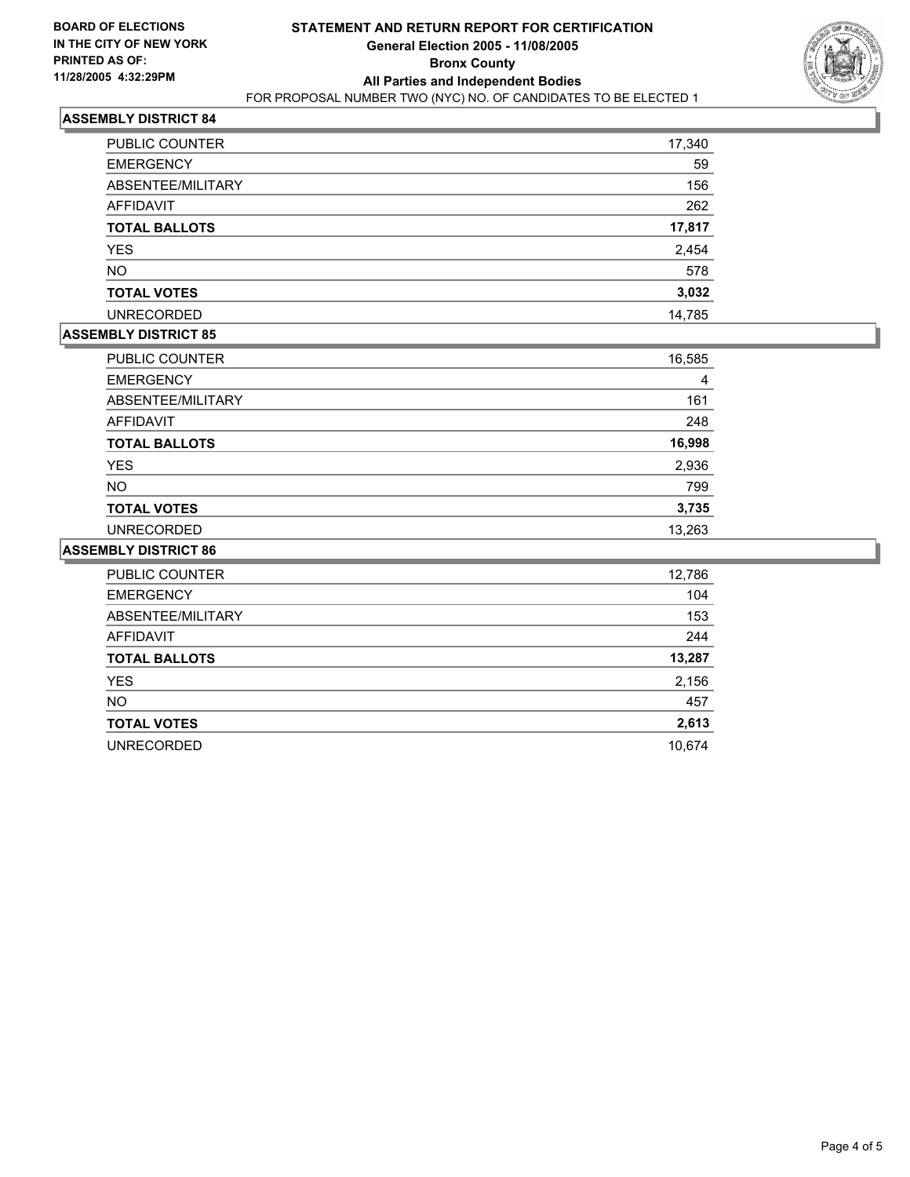**BOARD OF ELECTIONS IN THE CITY OF NEW YORK PRINTED AS OF: 11/28/2005 4:32:29PM**

# STATEMENT AND RETURN REPORT FOR CERTIFICATION

**General Election 2005 - 11/08/2005**

**Bronx County**

**All Parties and Independent Bodies**

FOR PROPOSAL NUMBER TWO (NYC) NO. OF CANDIDATES TO BE ELECTED 1

## ASSEMBLY DISTRICT 84

| | |
|---|---|
| PUBLIC COUNTER | 17,340 |
| EMERGENCY | 59 |
| ABSENTEE/MILITARY | 156 |
| AFFIDAVIT | 262 |
| **TOTAL BALLOTS** | **17,817** |
| YES | 2,454 |
| NO | 578 |
| **TOTAL VOTES** | **3,032** |
| UNRECORDED | 14,785 |

## ASSEMBLY DISTRICT 85

| | |
|---|---|
| PUBLIC COUNTER | 16,585 |
| EMERGENCY | 4 |
| ABSENTEE/MILITARY | 161 |
| AFFIDAVIT | 248 |
| **TOTAL BALLOTS** | **16,998** |
| YES | 2,936 |
| NO | 799 |
| **TOTAL VOTES** | **3,735** |
| UNRECORDED | 13,263 |

## ASSEMBLY DISTRICT 86

| | |
|---|---|
| PUBLIC COUNTER | 12,786 |
| EMERGENCY | 104 |
| ABSENTEE/MILITARY | 153 |
| AFFIDAVIT | 244 |
| **TOTAL BALLOTS** | **13,287** |
| YES | 2,156 |
| NO | 457 |
| **TOTAL VOTES** | **2,613** |
| UNRECORDED | 10,674 |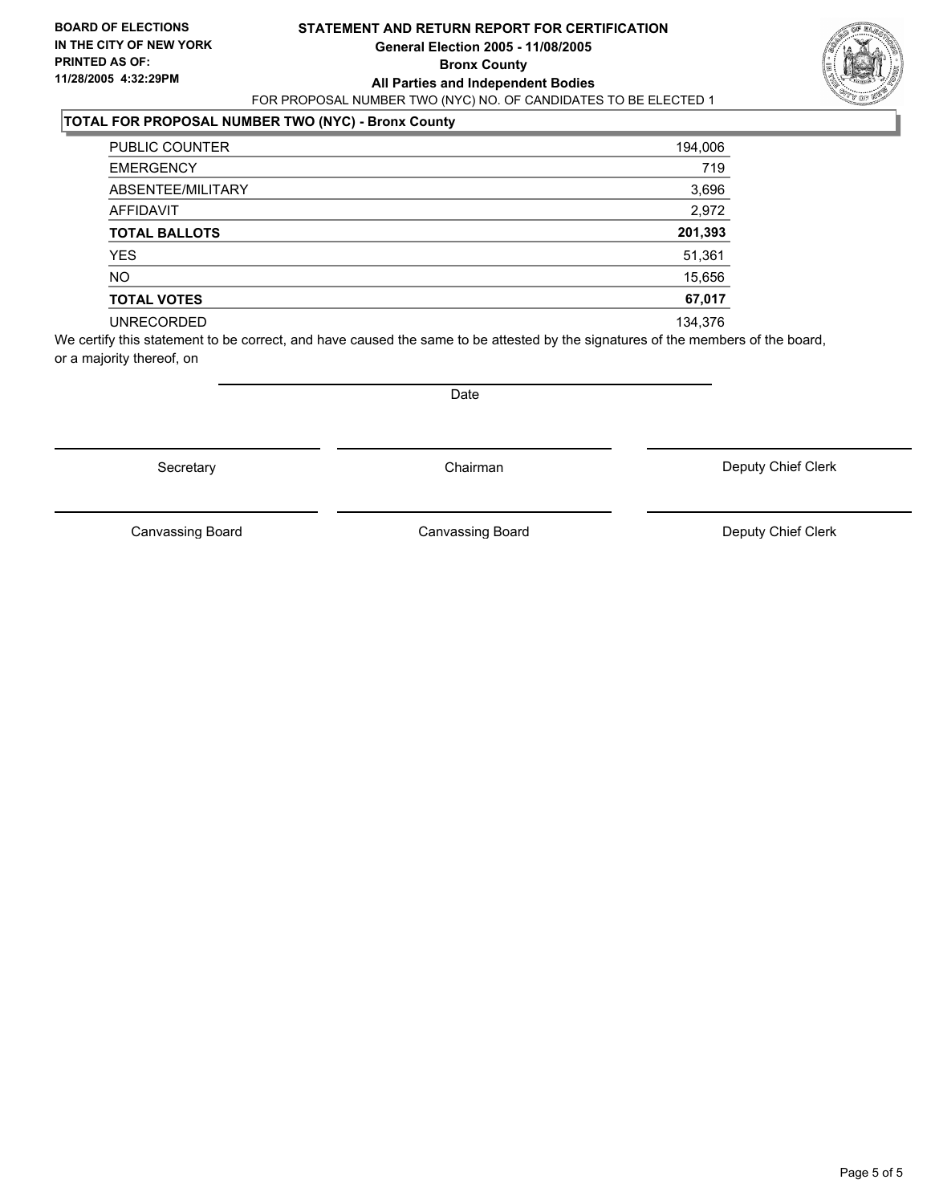**BOARD OF ELECTIONS IN THE CITY OF NEW YORK PRINTED AS OF: 11/28/2005 4:32:29PM**

**STATEMENT AND RETURN REPORT FOR CERTIFICATION**
**General Election 2005 - 11/08/2005**
**Bronx County**
**All Parties and Independent Bodies**
FOR PROPOSAL NUMBER TWO (NYC) NO. OF CANDIDATES TO BE ELECTED 1

## TOTAL FOR PROPOSAL NUMBER TWO (NYC) - Bronx County

| | |
|---|---|
| PUBLIC COUNTER | 194,006 |
| EMERGENCY | 719 |
| ABSENTEE/MILITARY | 3,696 |
| AFFIDAVIT | 2,972 |
| **TOTAL BALLOTS** | **201,393** |
| YES | 51,361 |
| NO | 15,656 |
| **TOTAL VOTES** | **67,017** |
| UNRECORDED | 134,376 |

We certify this statement to be correct, and have caused the same to be attested by the signatures of the members of the board, or a majority thereof, on

Date

Secretary | Chairman | Deputy Chief Clerk

Canvassing Board | Canvassing Board | Deputy Chief Clerk